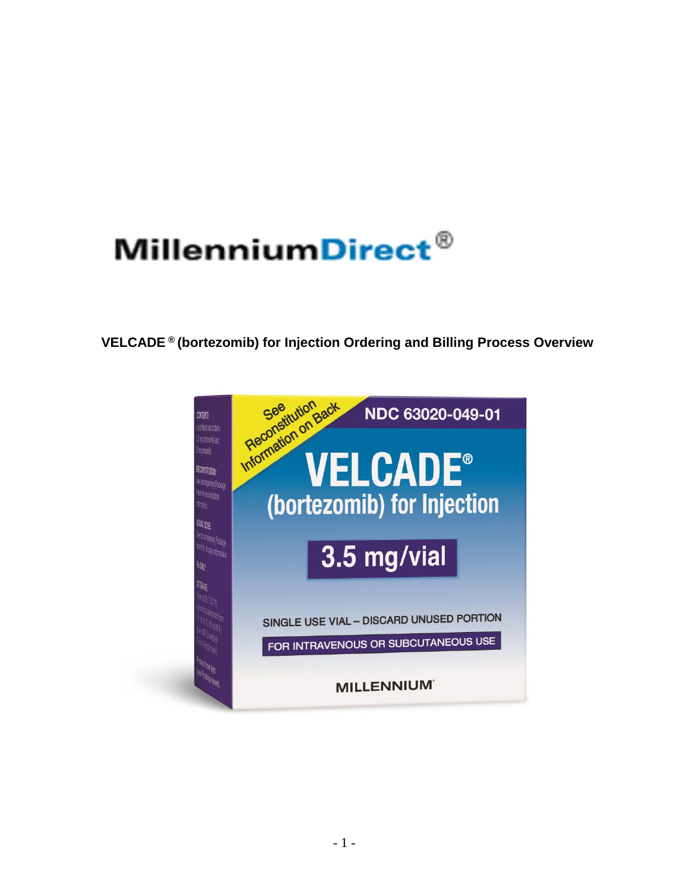MillenniumDirect®

# VELCADE ® (bortezomib) for Injection Ordering and Billing Process Overview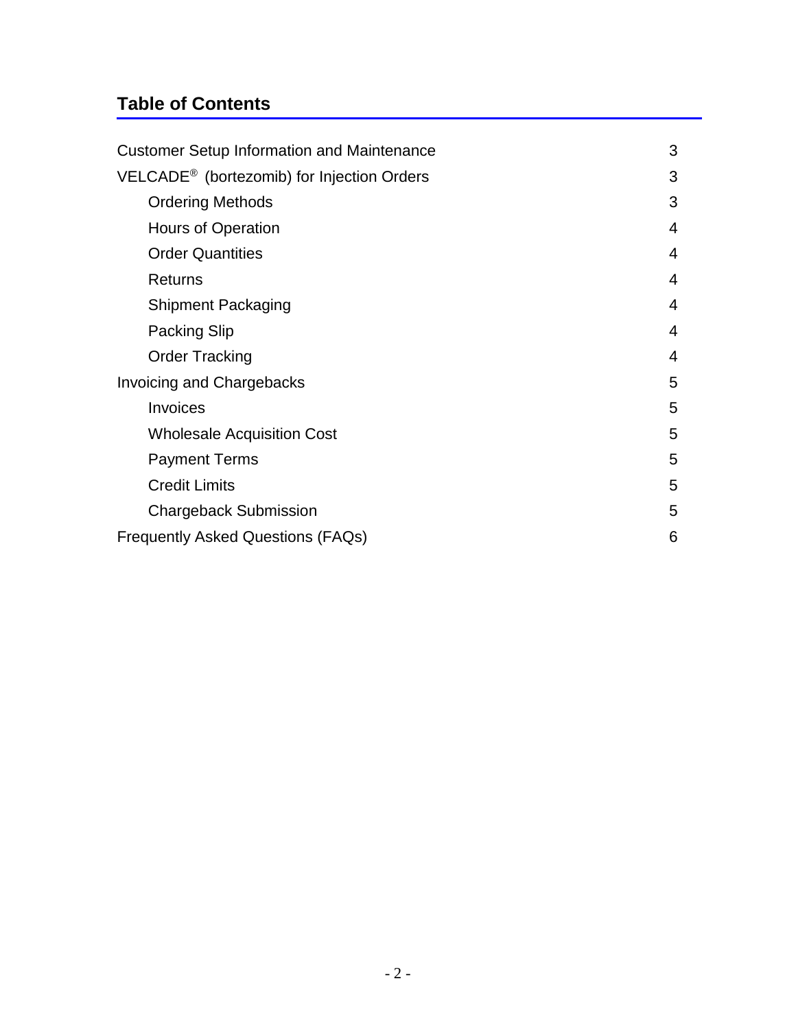## Table of Contents

| | |
|---|---|
| Customer Setup Information and Maintenance | 3 |
| VELCADE® (bortezomib) for Injection Orders | 3 |
| Ordering Methods | 3 |
| Hours of Operation | 4 |
| Order Quantities | 4 |
| Returns | 4 |
| Shipment Packaging | 4 |
| Packing Slip | 4 |
| Order Tracking | 4 |
| Invoicing and Chargebacks | 5 |
| Invoices | 5 |
| Wholesale Acquisition Cost | 5 |
| Payment Terms | 5 |
| Credit Limits | 5 |
| Chargeback Submission | 5 |
| Frequently Asked Questions (FAQs) | 6 |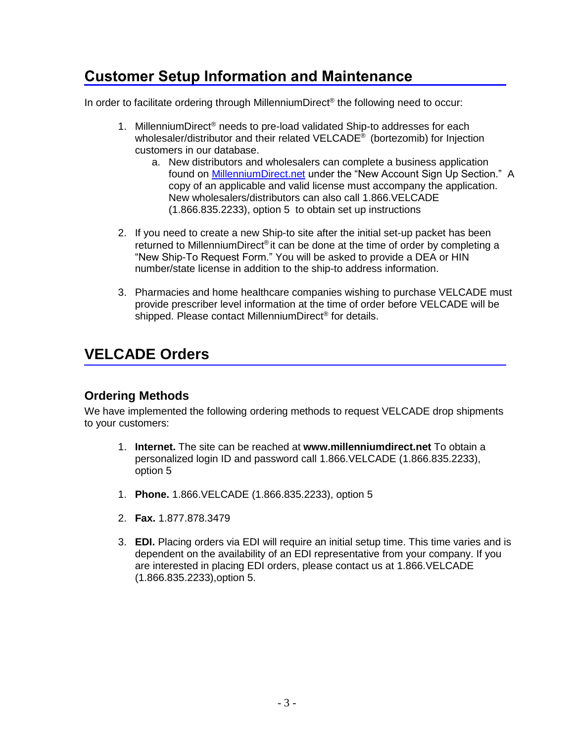## Customer Setup Information and Maintenance

In order to facilitate ordering through MillenniumDirect® the following need to occur:

1. MillenniumDirect® needs to pre-load validated Ship-to addresses for each wholesaler/distributor and their related VELCADE® (bortezomib) for Injection customers in our database.
   a. New distributors and wholesalers can complete a business application found on [MillenniumDirect.net](MillenniumDirect.net) under the "New Account Sign Up Section." A copy of an applicable and valid license must accompany the application. New wholesalers/distributors can also call 1.866.VELCADE (1.866.835.2233), option 5 to obtain set up instructions

2. If you need to create a new Ship-to site after the initial set-up packet has been returned to MillenniumDirect® it can be done at the time of order by completing a "New Ship-To Request Form." You will be asked to provide a DEA or HIN number/state license in addition to the ship-to address information.

3. Pharmacies and home healthcare companies wishing to purchase VELCADE must provide prescriber level information at the time of order before VELCADE will be shipped. Please contact MillenniumDirect® for details.

## VELCADE Orders

### Ordering Methods

We have implemented the following ordering methods to request VELCADE drop shipments to your customers:

1. **Internet.** The site can be reached at **www.millenniumdirect.net** To obtain a personalized login ID and password call 1.866.VELCADE (1.866.835.2233), option 5

1. **Phone.** 1.866.VELCADE (1.866.835.2233), option 5

2. **Fax.** 1.877.878.3479

3. **EDI.** Placing orders via EDI will require an initial setup time. This time varies and is dependent on the availability of an EDI representative from your company. If you are interested in placing EDI orders, please contact us at 1.866.VELCADE (1.866.835.2233),option 5.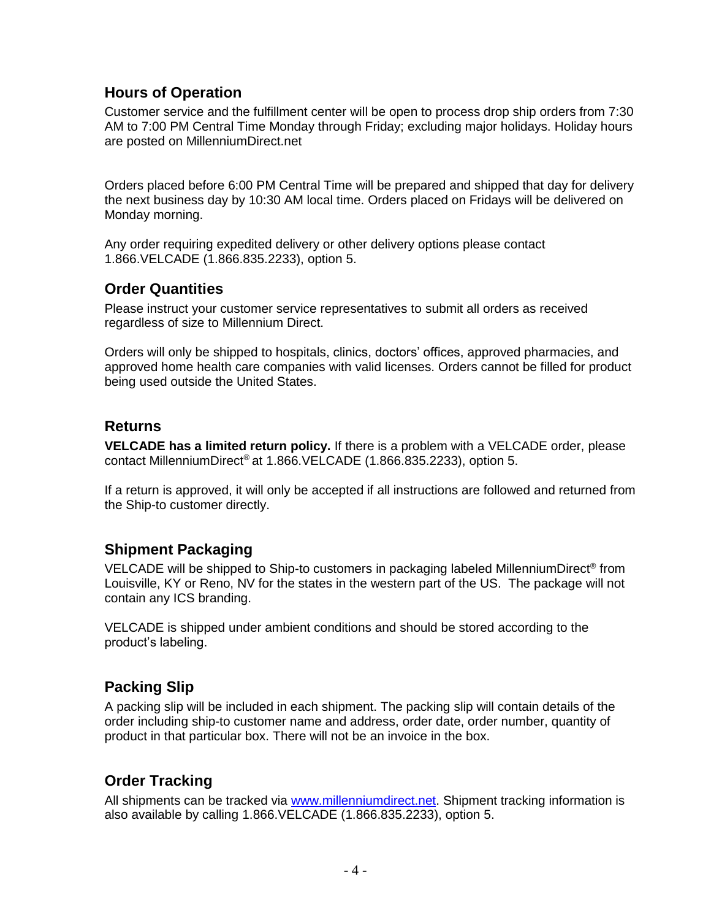## Hours of Operation

Customer service and the fulfillment center will be open to process drop ship orders from 7:30 AM to 7:00 PM Central Time Monday through Friday; excluding major holidays. Holiday hours are posted on MillenniumDirect.net

Orders placed before 6:00 PM Central Time will be prepared and shipped that day for delivery the next business day by 10:30 AM local time. Orders placed on Fridays will be delivered on Monday morning.

Any order requiring expedited delivery or other delivery options please contact 1.866.VELCADE (1.866.835.2233), option 5.

## Order Quantities

Please instruct your customer service representatives to submit all orders as received regardless of size to Millennium Direct.

Orders will only be shipped to hospitals, clinics, doctors' offices, approved pharmacies, and approved home health care companies with valid licenses. Orders cannot be filled for product being used outside the United States.

## Returns

**VELCADE has a limited return policy.** If there is a problem with a VELCADE order, please contact MillenniumDirect® at 1.866.VELCADE (1.866.835.2233), option 5.

If a return is approved, it will only be accepted if all instructions are followed and returned from the Ship-to customer directly.

## Shipment Packaging

VELCADE will be shipped to Ship-to customers in packaging labeled MillenniumDirect® from Louisville, KY or Reno, NV for the states in the western part of the US. The package will not contain any ICS branding.

VELCADE is shipped under ambient conditions and should be stored according to the product's labeling.

## Packing Slip

A packing slip will be included in each shipment. The packing slip will contain details of the order including ship-to customer name and address, order date, order number, quantity of product in that particular box. There will not be an invoice in the box.

## Order Tracking

All shipments can be tracked via [www.millenniumdirect.net](http://www.millenniumdirect.net). Shipment tracking information is also available by calling 1.866.VELCADE (1.866.835.2233), option 5.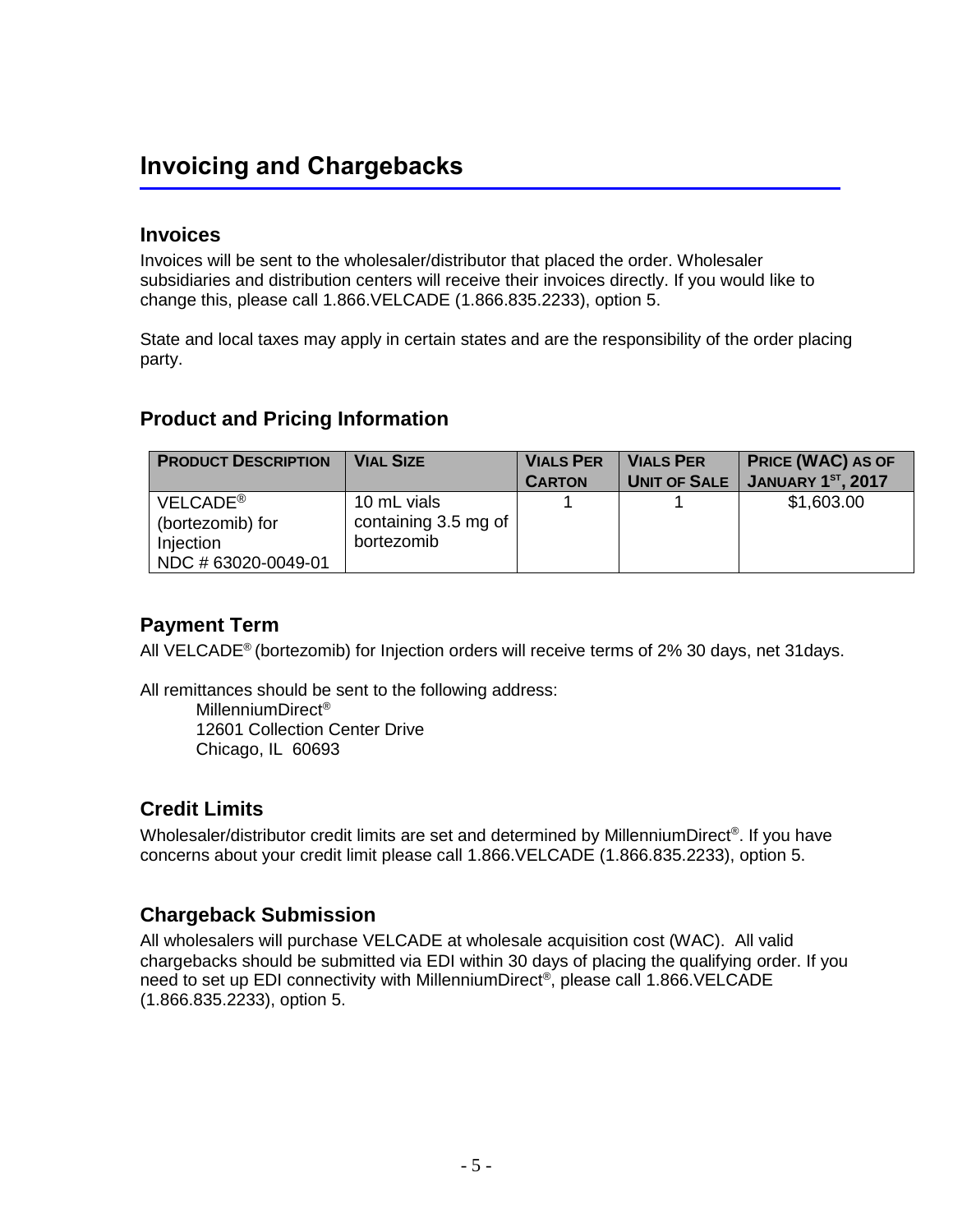# Invoicing and Chargebacks

## Invoices

Invoices will be sent to the wholesaler/distributor that placed the order. Wholesaler subsidiaries and distribution centers will receive their invoices directly. If you would like to change this, please call 1.866.VELCADE (1.866.835.2233), option 5.

State and local taxes may apply in certain states and are the responsibility of the order placing party.

## Product and Pricing Information

| PRODUCT DESCRIPTION | VIAL SIZE | VIALS PER CARTON | VIALS PER UNIT OF SALE | PRICE (WAC) AS OF JANUARY 1ST, 2017 |
|---|---|---|---|---|
| VELCADE® (bortezomib) for Injection NDC # 63020-0049-01 | 10 mL vials containing 3.5 mg of bortezomib | 1 | 1 | $1,603.00 |

## Payment Term

All VELCADE® (bortezomib) for Injection orders will receive terms of 2% 30 days, net 31days.

All remittances should be sent to the following address:

MillenniumDirect®
12601 Collection Center Drive
Chicago, IL 60693

## Credit Limits

Wholesaler/distributor credit limits are set and determined by MillenniumDirect®. If you have concerns about your credit limit please call 1.866.VELCADE (1.866.835.2233), option 5.

## Chargeback Submission

All wholesalers will purchase VELCADE at wholesale acquisition cost (WAC). All valid chargebacks should be submitted via EDI within 30 days of placing the qualifying order. If you need to set up EDI connectivity with MillenniumDirect®, please call 1.866.VELCADE (1.866.835.2233), option 5.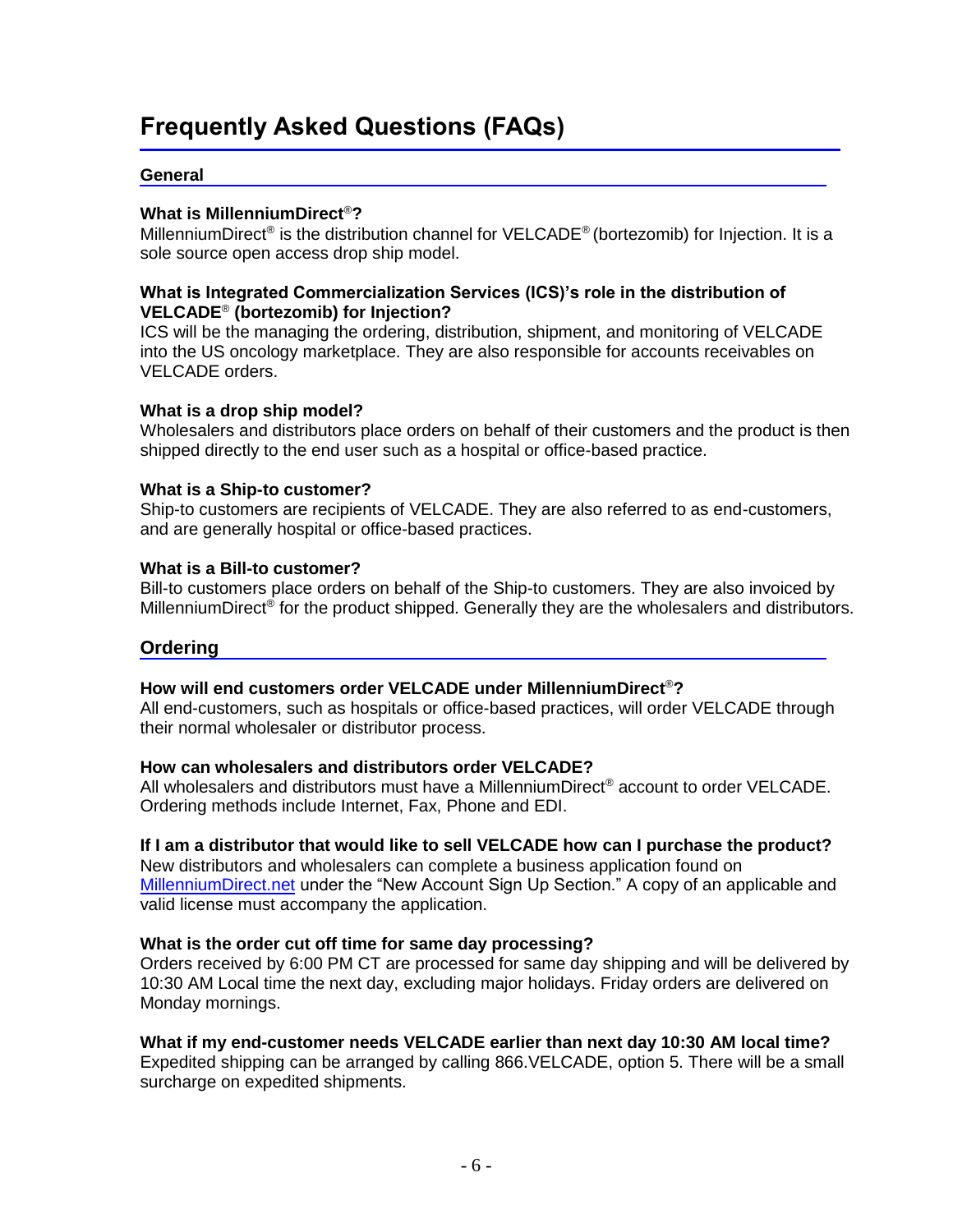# Frequently Asked Questions (FAQs)

## General

**What is MillenniumDirect®?**
MillenniumDirect® is the distribution channel for VELCADE® (bortezomib) for Injection. It is a sole source open access drop ship model.

**What is Integrated Commercialization Services (ICS)'s role in the distribution of VELCADE® (bortezomib) for Injection?**
ICS will be the managing the ordering, distribution, shipment, and monitoring of VELCADE into the US oncology marketplace. They are also responsible for accounts receivables on VELCADE orders.

**What is a drop ship model?**
Wholesalers and distributors place orders on behalf of their customers and the product is then shipped directly to the end user such as a hospital or office-based practice.

**What is a Ship-to customer?**
Ship-to customers are recipients of VELCADE. They are also referred to as end-customers, and are generally hospital or office-based practices.

**What is a Bill-to customer?**
Bill-to customers place orders on behalf of the Ship-to customers. They are also invoiced by MillenniumDirect® for the product shipped. Generally they are the wholesalers and distributors.

## Ordering

**How will end customers order VELCADE under MillenniumDirect®?**
All end-customers, such as hospitals or office-based practices, will order VELCADE through their normal wholesaler or distributor process.

**How can wholesalers and distributors order VELCADE?**
All wholesalers and distributors must have a MillenniumDirect® account to order VELCADE. Ordering methods include Internet, Fax, Phone and EDI.

**If I am a distributor that would like to sell VELCADE how can I purchase the product?**
New distributors and wholesalers can complete a business application found on [MillenniumDirect.net](MillenniumDirect.net) under the "New Account Sign Up Section." A copy of an applicable and valid license must accompany the application.

**What is the order cut off time for same day processing?**
Orders received by 6:00 PM CT are processed for same day shipping and will be delivered by 10:30 AM Local time the next day, excluding major holidays. Friday orders are delivered on Monday mornings.

**What if my end-customer needs VELCADE earlier than next day 10:30 AM local time?**
Expedited shipping can be arranged by calling 866.VELCADE, option 5. There will be a small surcharge on expedited shipments.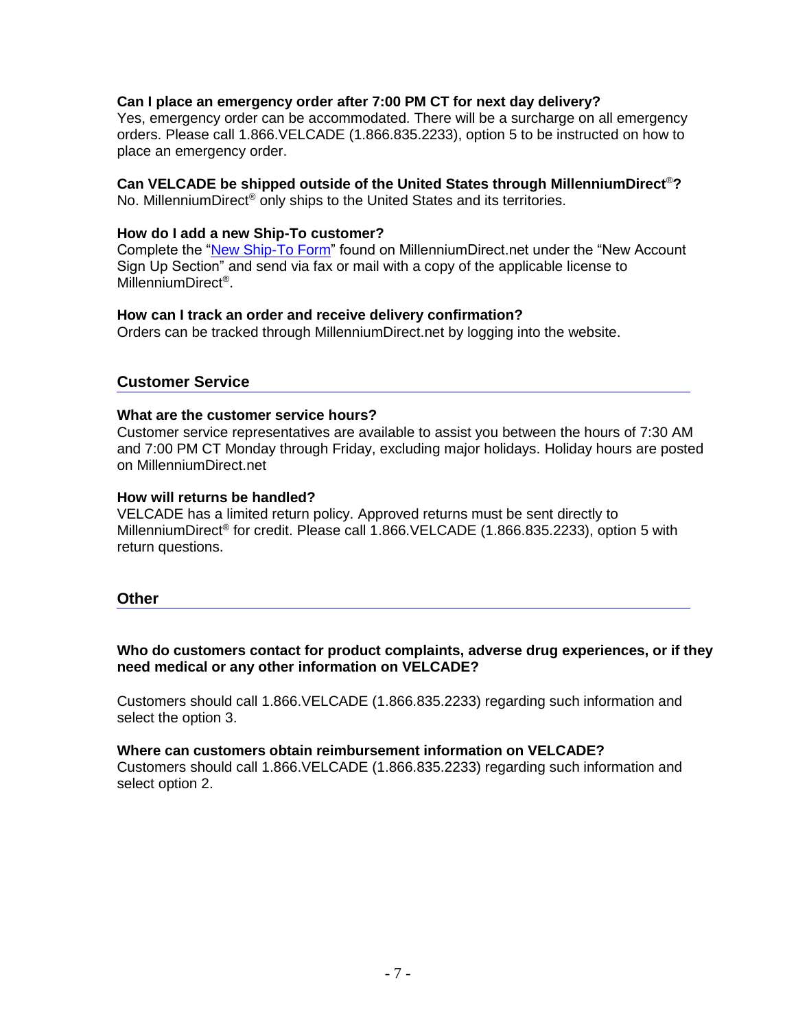**Can I place an emergency order after 7:00 PM CT for next day delivery?**
Yes, emergency order can be accommodated. There will be a surcharge on all emergency orders. Please call 1.866.VELCADE (1.866.835.2233), option 5 to be instructed on how to place an emergency order.

**Can VELCADE be shipped outside of the United States through MillenniumDirect®?**
No. MillenniumDirect® only ships to the United States and its territories.

**How do I add a new Ship-To customer?**
Complete the "New Ship-To Form" found on MillenniumDirect.net under the "New Account Sign Up Section" and send via fax or mail with a copy of the applicable license to MillenniumDirect®.

**How can I track an order and receive delivery confirmation?**
Orders can be tracked through MillenniumDirect.net by logging into the website.

## Customer Service

**What are the customer service hours?**
Customer service representatives are available to assist you between the hours of 7:30 AM and 7:00 PM CT Monday through Friday, excluding major holidays. Holiday hours are posted on MillenniumDirect.net

**How will returns be handled?**
VELCADE has a limited return policy. Approved returns must be sent directly to MillenniumDirect® for credit. Please call 1.866.VELCADE (1.866.835.2233), option 5 with return questions.

## Other

**Who do customers contact for product complaints, adverse drug experiences, or if they need medical or any other information on VELCADE?**

Customers should call 1.866.VELCADE (1.866.835.2233) regarding such information and select the option 3.

**Where can customers obtain reimbursement information on VELCADE?**
Customers should call 1.866.VELCADE (1.866.835.2233) regarding such information and select option 2.